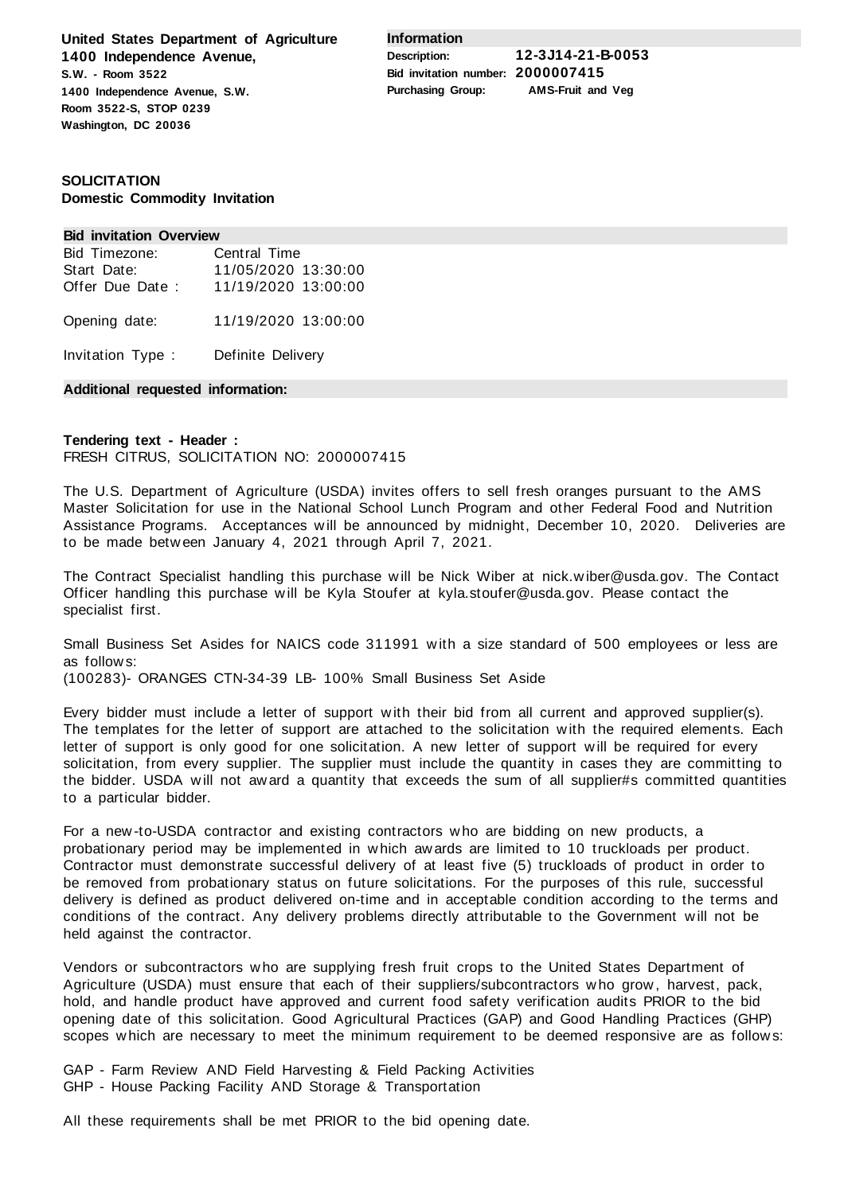**United States Department of Agriculture**
**1400 Independence Avenue,**
**S.W. - Room 3522**
**1400 Independence Avenue, S.W.**
**Room 3522-S, STOP 0239**
**Washington, DC 20036**

**Information**

| | |
|---|---|
| **Description:** | **12-3J14-21-B-0053** |
| **Bid invitation number:** | **2000007415** |
| **Purchasing Group:** | **AMS-Fruit and Veg** |

**SOLICITATION**
**Domestic Commodity Invitation**

**Bid invitation Overview**

| | |
|---|---|
| Bid Timezone: | Central Time |
| Start Date: | 11/05/2020 13:30:00 |
| Offer Due Date : | 11/19/2020 13:00:00 |
| Opening date: | 11/19/2020 13:00:00 |
| Invitation Type : | Definite Delivery |

**Additional requested information:**

**Tendering text - Header :**
FRESH CITRUS, SOLICITATION NO: 2000007415

The U.S. Department of Agriculture (USDA) invites offers to sell fresh oranges pursuant to the AMS Master Solicitation for use in the National School Lunch Program and other Federal Food and Nutrition Assistance Programs. Acceptances will be announced by midnight, December 10, 2020. Deliveries are to be made between January 4, 2021 through April 7, 2021.

The Contract Specialist handling this purchase will be Nick Wiber at nick.wiber@usda.gov. The Contact Officer handling this purchase will be Kyla Stoufer at kyla.stoufer@usda.gov. Please contact the specialist first.

Small Business Set Asides for NAICS code 311991 with a size standard of 500 employees or less are as follows:
(100283)- ORANGES CTN-34-39 LB- 100% Small Business Set Aside

Every bidder must include a letter of support with their bid from all current and approved supplier(s). The templates for the letter of support are attached to the solicitation with the required elements. Each letter of support is only good for one solicitation. A new letter of support will be required for every solicitation, from every supplier. The supplier must include the quantity in cases they are committing to the bidder. USDA will not award a quantity that exceeds the sum of all supplier#s committed quantities to a particular bidder.

For a new-to-USDA contractor and existing contractors who are bidding on new products, a probationary period may be implemented in which awards are limited to 10 truckloads per product. Contractor must demonstrate successful delivery of at least five (5) truckloads of product in order to be removed from probationary status on future solicitations. For the purposes of this rule, successful delivery is defined as product delivered on-time and in acceptable condition according to the terms and conditions of the contract. Any delivery problems directly attributable to the Government will not be held against the contractor.

Vendors or subcontractors who are supplying fresh fruit crops to the United States Department of Agriculture (USDA) must ensure that each of their suppliers/subcontractors who grow, harvest, pack, hold, and handle product have approved and current food safety verification audits PRIOR to the bid opening date of this solicitation. Good Agricultural Practices (GAP) and Good Handling Practices (GHP) scopes which are necessary to meet the minimum requirement to be deemed responsive are as follows:

GAP - Farm Review AND Field Harvesting & Field Packing Activities
GHP - House Packing Facility AND Storage & Transportation

All these requirements shall be met PRIOR to the bid opening date.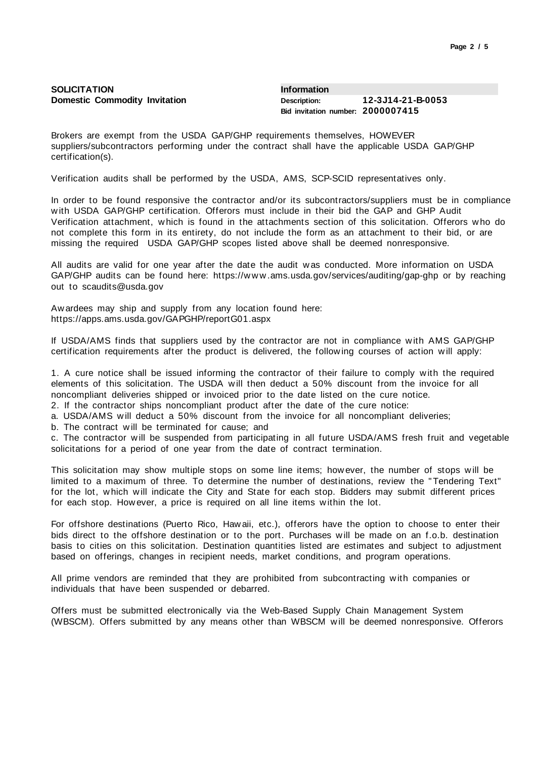**SOLICITATION**
**Domestic Commodity Invitation**

| Information | |
|---|---|
| Description: | **12-3J14-21-B-0053** |
| Bid invitation number: | **2000007415** |

Brokers are exempt from the USDA GAP/GHP requirements themselves, HOWEVER suppliers/subcontractors performing under the contract shall have the applicable USDA GAP/GHP certification(s).

Verification audits shall be performed by the USDA, AMS, SCP-SCID representatives only.

In order to be found responsive the contractor and/or its subcontractors/suppliers must be in compliance with USDA GAP/GHP certification. Offerors must include in their bid the GAP and GHP Audit Verification attachment, which is found in the attachments section of this solicitation. Offerors who do not complete this form in its entirety, do not include the form as an attachment to their bid, or are missing the required USDA GAP/GHP scopes listed above shall be deemed nonresponsive.

All audits are valid for one year after the date the audit was conducted. More information on USDA GAP/GHP audits can be found here: https://www.ams.usda.gov/services/auditing/gap-ghp or by reaching out to scaudits@usda.gov

Awardees may ship and supply from any location found here: https://apps.ams.usda.gov/GAPGHP/reportG01.aspx

If USDA/AMS finds that suppliers used by the contractor are not in compliance with AMS GAP/GHP certification requirements after the product is delivered, the following courses of action will apply:

1. A cure notice shall be issued informing the contractor of their failure to comply with the required elements of this solicitation. The USDA will then deduct a 50% discount from the invoice for all noncompliant deliveries shipped or invoiced prior to the date listed on the cure notice.
2. If the contractor ships noncompliant product after the date of the cure notice:
a. USDA/AMS will deduct a 50% discount from the invoice for all noncompliant deliveries;
b. The contract will be terminated for cause; and
c. The contractor will be suspended from participating in all future USDA/AMS fresh fruit and vegetable solicitations for a period of one year from the date of contract termination.

This solicitation may show multiple stops on some line items; however, the number of stops will be limited to a maximum of three. To determine the number of destinations, review the "Tendering Text" for the lot, which will indicate the City and State for each stop. Bidders may submit different prices for each stop. However, a price is required on all line items within the lot.

For offshore destinations (Puerto Rico, Hawaii, etc.), offerors have the option to choose to enter their bids direct to the offshore destination or to the port. Purchases will be made on an f.o.b. destination basis to cities on this solicitation. Destination quantities listed are estimates and subject to adjustment based on offerings, changes in recipient needs, market conditions, and program operations.

All prime vendors are reminded that they are prohibited from subcontracting with companies or individuals that have been suspended or debarred.

Offers must be submitted electronically via the Web-Based Supply Chain Management System (WBSCM). Offers submitted by any means other than WBSCM will be deemed nonresponsive. Offerors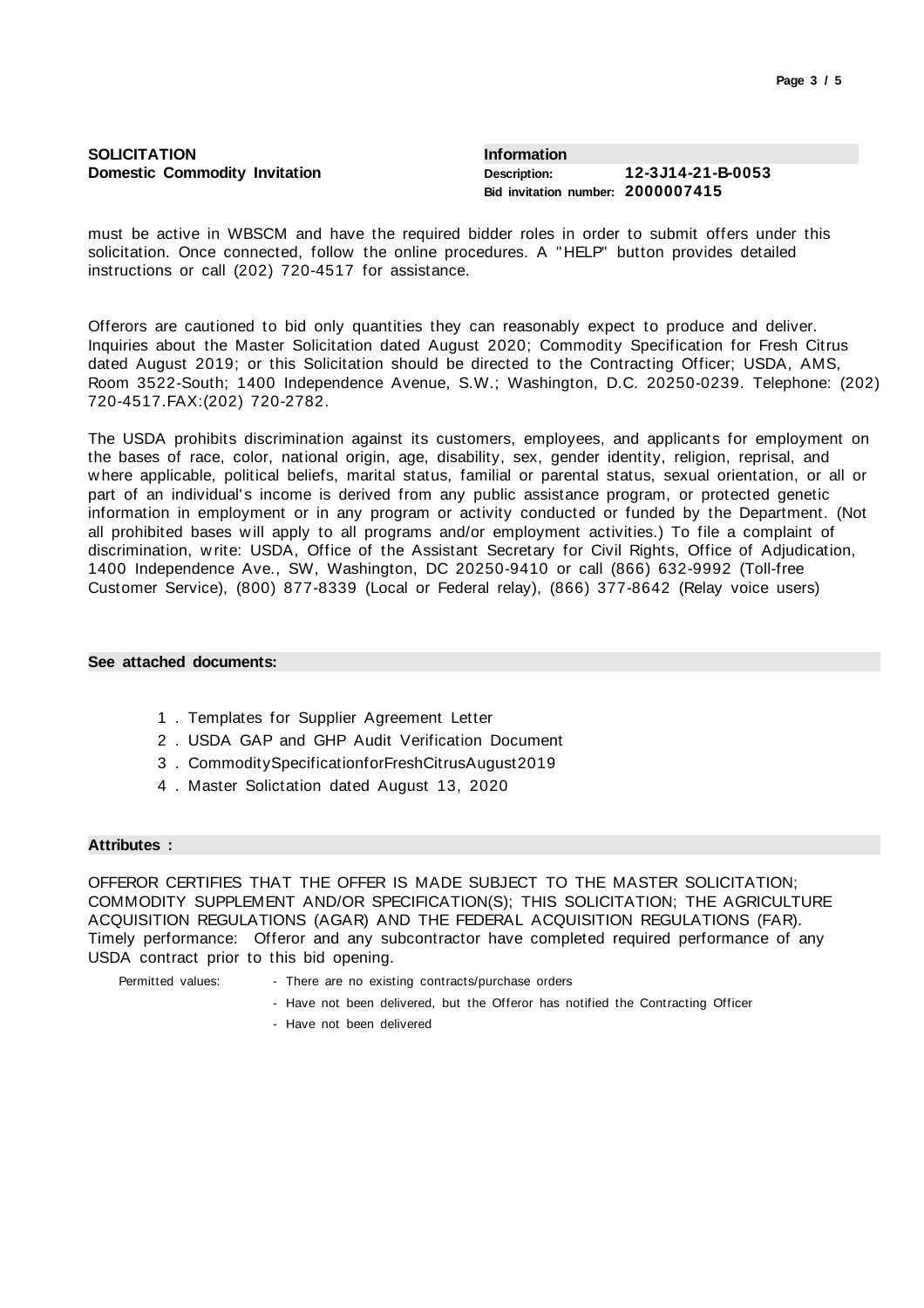**SOLICITATION**
**Domestic Commodity Invitation**

**Information**

**Description:** **12-3J14-21-B-0053**
**Bid invitation number:** **2000007415**

must be active in WBSCM and have the required bidder roles in order to submit offers under this solicitation. Once connected, follow the online procedures. A "HELP" button provides detailed instructions or call (202) 720-4517 for assistance.

Offerors are cautioned to bid only quantities they can reasonably expect to produce and deliver. Inquiries about the Master Solicitation dated August 2020; Commodity Specification for Fresh Citrus dated August 2019; or this Solicitation should be directed to the Contracting Officer; USDA, AMS, Room 3522-South; 1400 Independence Avenue, S.W.; Washington, D.C. 20250-0239. Telephone: (202) 720-4517.FAX:(202) 720-2782.

The USDA prohibits discrimination against its customers, employees, and applicants for employment on the bases of race, color, national origin, age, disability, sex, gender identity, religion, reprisal, and where applicable, political beliefs, marital status, familial or parental status, sexual orientation, or all or part of an individual's income is derived from any public assistance program, or protected genetic information in employment or in any program or activity conducted or funded by the Department. (Not all prohibited bases will apply to all programs and/or employment activities.) To file a complaint of discrimination, write: USDA, Office of the Assistant Secretary for Civil Rights, Office of Adjudication, 1400 Independence Ave., SW, Washington, DC 20250-9410 or call (866) 632-9992 (Toll-free Customer Service), (800) 877-8339 (Local or Federal relay), (866) 377-8642 (Relay voice users)

**See attached documents:**

1. Templates for Supplier Agreement Letter
2. USDA GAP and GHP Audit Verification Document
3. CommoditySpecificationforFreshCitrusAugust2019
4. Master Solictation dated August 13, 2020

**Attributes :**

OFFEROR CERTIFIES THAT THE OFFER IS MADE SUBJECT TO THE MASTER SOLICITATION; COMMODITY SUPPLEMENT AND/OR SPECIFICATION(S); THIS SOLICITATION; THE AGRICULTURE ACQUISITION REGULATIONS (AGAR) AND THE FEDERAL ACQUISITION REGULATIONS (FAR).
Timely performance: Offeror and any subcontractor have completed required performance of any USDA contract prior to this bid opening.

Permitted values:

- There are no existing contracts/purchase orders
- Have not been delivered, but the Offeror has notified the Contracting Officer
- Have not been delivered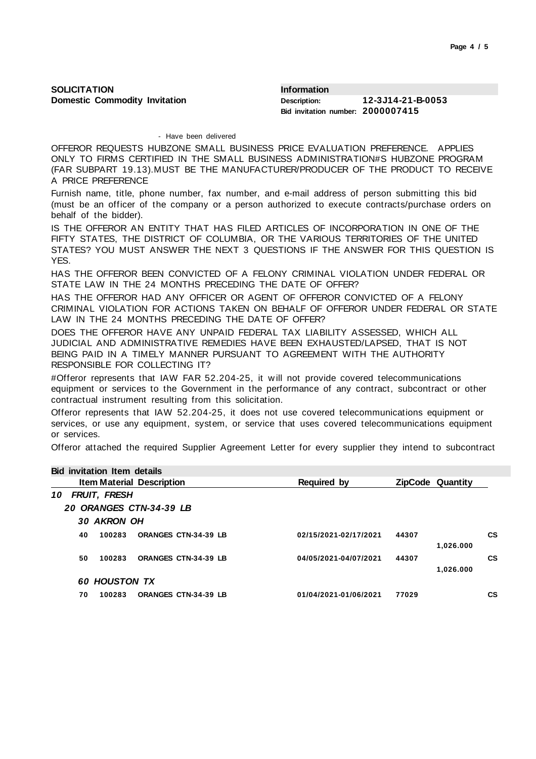**SOLICITATION**
**Domestic Commodity Invitation**

**Information**
**Description:** **12-3J14-21-B-0053**
**Bid invitation number:** **2000007415**

- Have been delivered

OFFEROR REQUESTS HUBZONE SMALL BUSINESS PRICE EVALUATION PREFERENCE. APPLIES ONLY TO FIRMS CERTIFIED IN THE SMALL BUSINESS ADMINISTRATION#S HUBZONE PROGRAM (FAR SUBPART 19.13).MUST BE THE MANUFACTURER/PRODUCER OF THE PRODUCT TO RECEIVE A PRICE PREFERENCE

Furnish name, title, phone number, fax number, and e-mail address of person submitting this bid (must be an officer of the company or a person authorized to execute contracts/purchase orders on behalf of the bidder).

IS THE OFFEROR AN ENTITY THAT HAS FILED ARTICLES OF INCORPORATION IN ONE OF THE FIFTY STATES, THE DISTRICT OF COLUMBIA, OR THE VARIOUS TERRITORIES OF THE UNITED STATES? YOU MUST ANSWER THE NEXT 3 QUESTIONS IF THE ANSWER FOR THIS QUESTION IS YES.

HAS THE OFFEROR BEEN CONVICTED OF A FELONY CRIMINAL VIOLATION UNDER FEDERAL OR STATE LAW IN THE 24 MONTHS PRECEDING THE DATE OF OFFER?

HAS THE OFFEROR HAD ANY OFFICER OR AGENT OF OFFEROR CONVICTED OF A FELONY CRIMINAL VIOLATION FOR ACTIONS TAKEN ON BEHALF OF OFFEROR UNDER FEDERAL OR STATE LAW IN THE 24 MONTHS PRECEDING THE DATE OF OFFER?

DOES THE OFFEROR HAVE ANY UNPAID FEDERAL TAX LIABILITY ASSESSED, WHICH ALL JUDICIAL AND ADMINISTRATIVE REMEDIES HAVE BEEN EXHAUSTED/LAPSED, THAT IS NOT BEING PAID IN A TIMELY MANNER PURSUANT TO AGREEMENT WITH THE AUTHORITY RESPONSIBLE FOR COLLECTING IT?

#Offeror represents that IAW FAR 52.204-25, it will not provide covered telecommunications equipment or services to the Government in the performance of any contract, subcontract or other contractual instrument resulting from this solicitation.

Offeror represents that IAW 52.204-25, it does not use covered telecommunications equipment or services, or use any equipment, system, or service that uses covered telecommunications equipment or services.

Offeror attached the required Supplier Agreement Letter for every supplier they intend to subcontract

**Bid invitation Item details**

| Item | Material | Description | Required by | ZipCode | Quantity | |
|---|---|---|---|---|---|---|
| 10 | | *FRUIT, FRESH* | | | | |
| 20 | | *ORANGES CTN-34-39 LB* | | | | |
| 30 | | *AKRON OH* | | | | |
| 40 | 100283 | ORANGES CTN-34-39 LB | 02/15/2021-02/17/2021 | 44307 | 1,026.000 | CS |
| 50 | 100283 | ORANGES CTN-34-39 LB | 04/05/2021-04/07/2021 | 44307 | 1,026.000 | CS |
| 60 | | *HOUSTON TX* | | | | |
| 70 | 100283 | ORANGES CTN-34-39 LB | 01/04/2021-01/06/2021 | 77029 | | CS |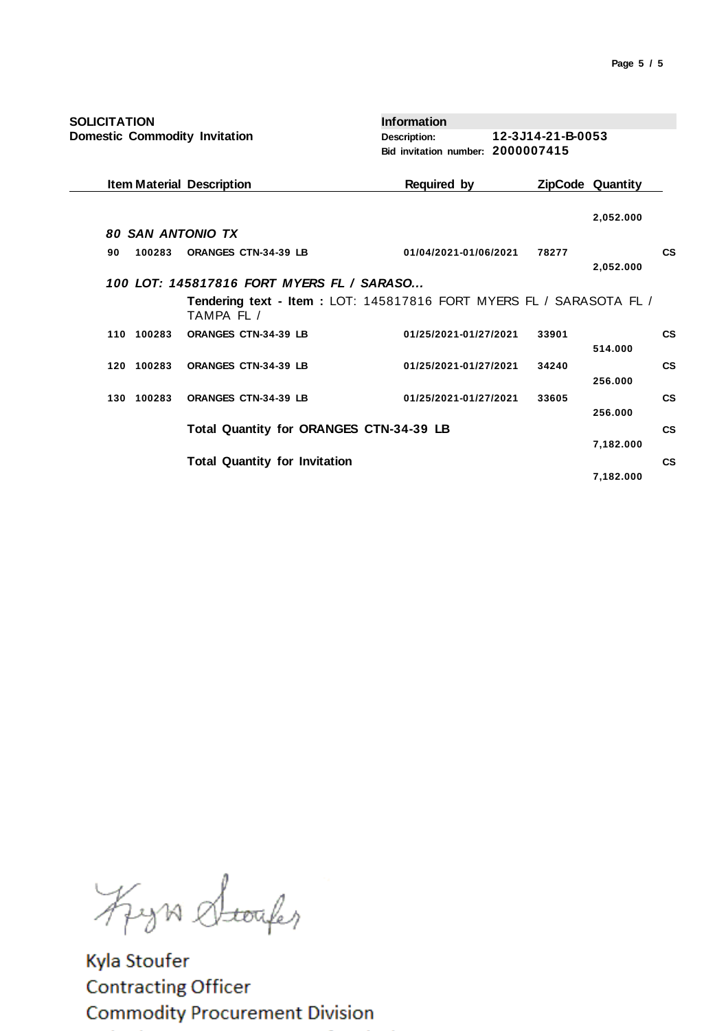**SOLICITATION**
**Domestic Commodity Invitation**

| **Information** | |
|---|---|
| **Description:** | **12-3J14-21-B-0053** |
| **Bid invitation number:** | **2000007415** |

| Item | Material | Description | Required by | ZipCode | Quantity | |
|---|---|---|---|---|---|---|
| | | | | | 2,052.000 | |
| ***80 SAN ANTONIO TX*** | | | | | | |
| 90 | 100283 | ORANGES CTN-34-39 LB | 01/04/2021-01/06/2021 | 78277 | 2,052.000 | CS |
| ***100 LOT: 145817816 FORT MYERS FL / SARASO...*** | | | | | | |
| | | **Tendering text - Item :** LOT: 145817816 FORT MYERS FL / SARASOTA FL / TAMPA FL / | | | | |
| 110 | 100283 | ORANGES CTN-34-39 LB | 01/25/2021-01/27/2021 | 33901 | 514.000 | CS |
| 120 | 100283 | ORANGES CTN-34-39 LB | 01/25/2021-01/27/2021 | 34240 | 256.000 | CS |
| 130 | 100283 | ORANGES CTN-34-39 LB | 01/25/2021-01/27/2021 | 33605 | 256.000 | CS |
| | | **Total Quantity for ORANGES CTN-34-39 LB** | | | 7,182.000 | CS |
| | | **Total Quantity for Invitation** | | | 7,182.000 | CS |

Kyla Stoufer
Contracting Officer
Commodity Procurement Division